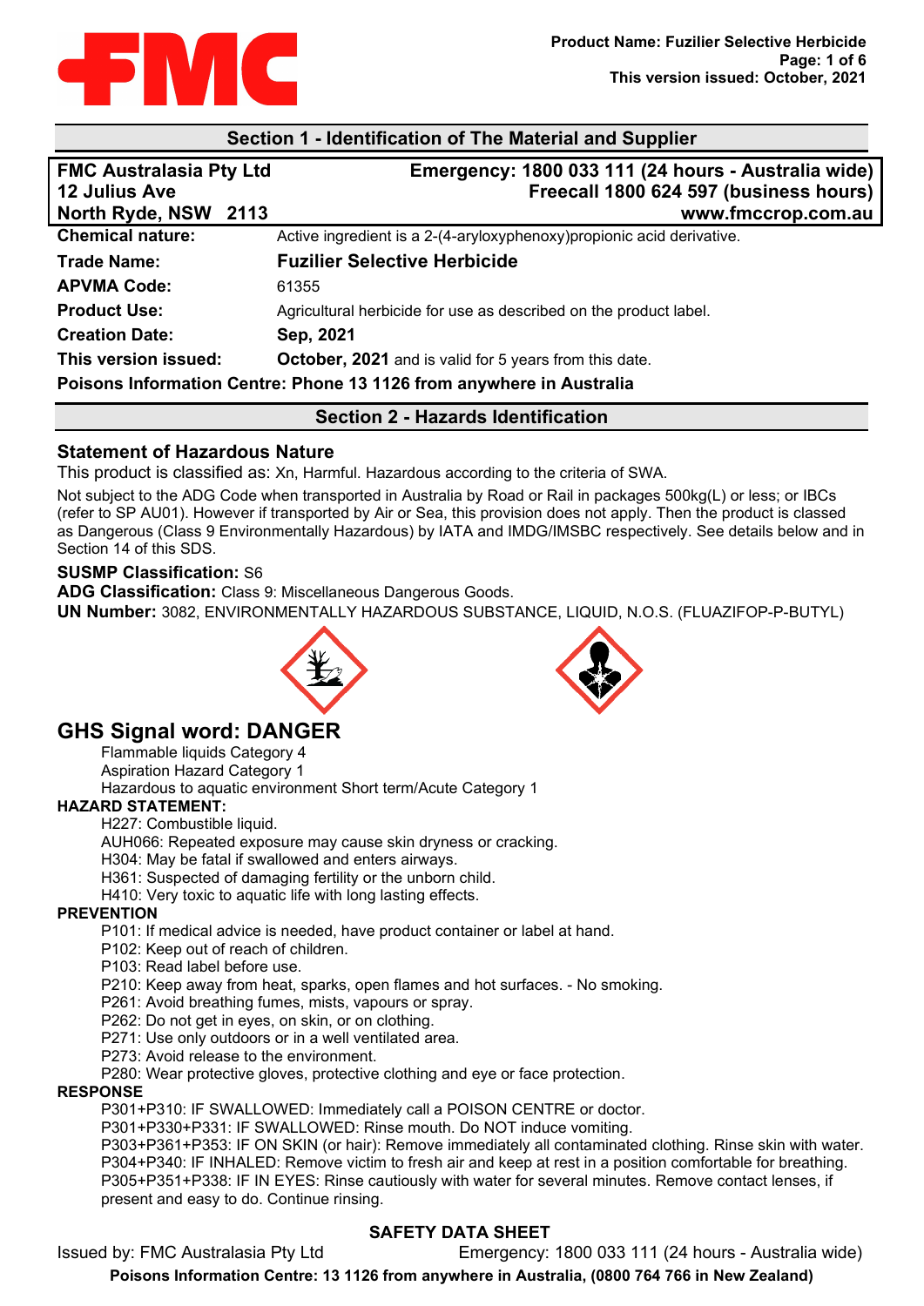## Section 1 - Identification of The Material and Supplier

| | |
|---|---|
| **FMC Australasia Pty Ltd** | **Emergency: 1800 033 111 (24 hours - Australia wide)** |
| **12 Julius Ave** | **Freecall 1800 624 597 (business hours)** |
| **North Ryde, NSW 2113** | **www.fmccrop.com.au** |

| | |
|---|---|
| **Chemical nature:** | Active ingredient is a 2-(4-aryloxyphenoxy)propionic acid derivative. |
| **Trade Name:** | **Fuzilier Selective Herbicide** |
| **APVMA Code:** | 61355 |
| **Product Use:** | Agricultural herbicide for use as described on the product label. |
| **Creation Date:** | **Sep, 2021** |
| **This version issued:** | **October, 2021** and is valid for 5 years from this date. |

**Poisons Information Centre: Phone 13 1126 from anywhere in Australia**

## Section 2 - Hazards Identification

### Statement of Hazardous Nature

This product is classified as: Xn, Harmful. Hazardous according to the criteria of SWA.

Not subject to the ADG Code when transported in Australia by Road or Rail in packages 500kg(L) or less; or IBCs (refer to SP AU01). However if transported by Air or Sea, this provision does not apply. Then the product is classed as Dangerous (Class 9 Environmentally Hazardous) by IATA and IMDG/IMSBC respectively. See details below and in Section 14 of this SDS.

**SUSMP Classification:** S6

**ADG Classification:** Class 9: Miscellaneous Dangerous Goods.

**UN Number:** 3082, ENVIRONMENTALLY HAZARDOUS SUBSTANCE, LIQUID, N.O.S. (FLUAZIFOP-P-BUTYL)

## GHS Signal word: DANGER

Flammable liquids Category 4
Aspiration Hazard Category 1
Hazardous to aquatic environment Short term/Acute Category 1

**HAZARD STATEMENT:**

H227: Combustible liquid.
AUH066: Repeated exposure may cause skin dryness or cracking.
H304: May be fatal if swallowed and enters airways.
H361: Suspected of damaging fertility or the unborn child.
H410: Very toxic to aquatic life with long lasting effects.

**PREVENTION**

P101: If medical advice is needed, have product container or label at hand.
P102: Keep out of reach of children.
P103: Read label before use.
P210: Keep away from heat, sparks, open flames and hot surfaces. - No smoking.
P261: Avoid breathing fumes, mists, vapours or spray.
P262: Do not get in eyes, on skin, or on clothing.
P271: Use only outdoors or in a well ventilated area.
P273: Avoid release to the environment.
P280: Wear protective gloves, protective clothing and eye or face protection.

**RESPONSE**

P301+P310: IF SWALLOWED: Immediately call a POISON CENTRE or doctor.
P301+P330+P331: IF SWALLOWED: Rinse mouth. Do NOT induce vomiting.
P303+P361+P353: IF ON SKIN (or hair): Remove immediately all contaminated clothing. Rinse skin with water.
P304+P340: IF INHALED: Remove victim to fresh air and keep at rest in a position comfortable for breathing.
P305+P351+P338: IF IN EYES: Rinse cautiously with water for several minutes. Remove contact lenses, if present and easy to do. Continue rinsing.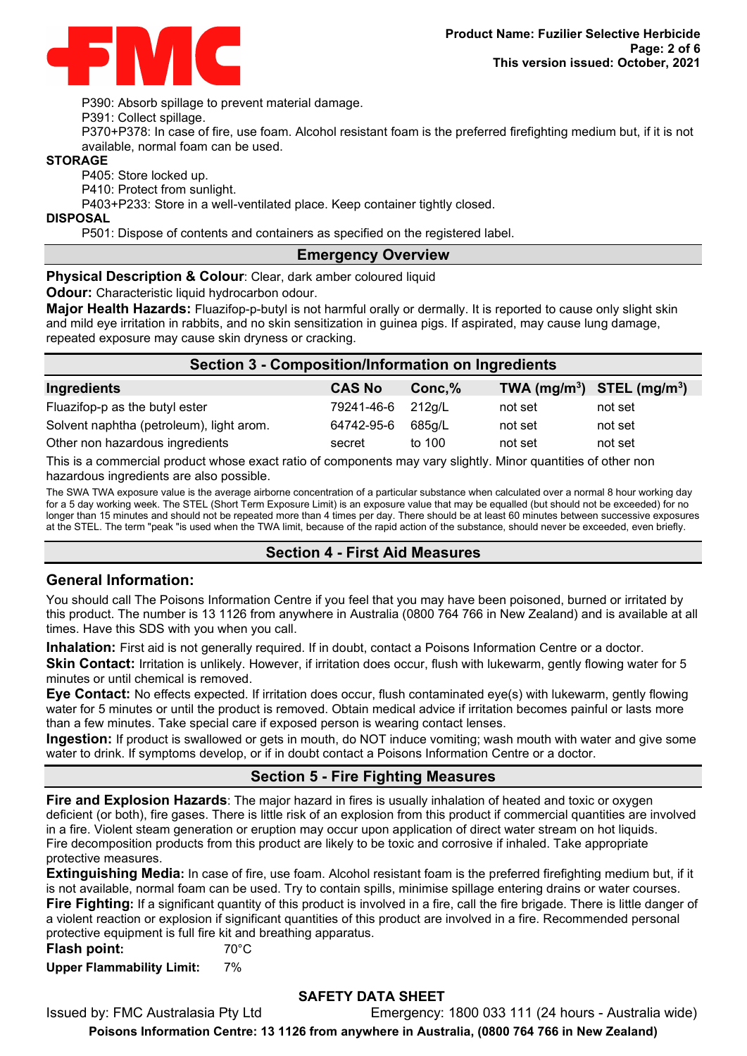P390: Absorb spillage to prevent material damage.

P391: Collect spillage.

P370+P378: In case of fire, use foam. Alcohol resistant foam is the preferred firefighting medium but, if it is not available, normal foam can be used.

**STORAGE**

P405: Store locked up.

P410: Protect from sunlight.

P403+P233: Store in a well-ventilated place. Keep container tightly closed.

**DISPOSAL**

P501: Dispose of contents and containers as specified on the registered label.

## Emergency Overview

**Physical Description & Colour**: Clear, dark amber coloured liquid

**Odour:** Characteristic liquid hydrocarbon odour.

**Major Health Hazards:** Fluazifop-p-butyl is not harmful orally or dermally. It is reported to cause only slight skin and mild eye irritation in rabbits, and no skin sensitization in guinea pigs. If aspirated, may cause lung damage, repeated exposure may cause skin dryness or cracking.

## Section 3 - Composition/Information on Ingredients

| Ingredients | CAS No | Conc,% | TWA (mg/m$^3$) | STEL (mg/m$^3$) |
|---|---|---|---|---|
| Fluazifop-p as the butyl ester | 79241-46-6 | 212g/L | not set | not set |
| Solvent naphtha (petroleum), light arom. | 64742-95-6 | 685g/L | not set | not set |
| Other non hazardous ingredients | secret | to 100 | not set | not set |

This is a commercial product whose exact ratio of components may vary slightly. Minor quantities of other non hazardous ingredients are also possible.

The SWA TWA exposure value is the average airborne concentration of a particular substance when calculated over a normal 8 hour working day for a 5 day working week. The STEL (Short Term Exposure Limit) is an exposure value that may be equalled (but should not be exceeded) for no longer than 15 minutes and should not be repeated more than 4 times per day. There should be at least 60 minutes between successive exposures at the STEL. The term "peak "is used when the TWA limit, because of the rapid action of the substance, should never be exceeded, even briefly.

## Section 4 - First Aid Measures

### General Information:

You should call The Poisons Information Centre if you feel that you may have been poisoned, burned or irritated by this product. The number is 13 1126 from anywhere in Australia (0800 764 766 in New Zealand) and is available at all times. Have this SDS with you when you call.

**Inhalation:** First aid is not generally required. If in doubt, contact a Poisons Information Centre or a doctor.

**Skin Contact:** Irritation is unlikely. However, if irritation does occur, flush with lukewarm, gently flowing water for 5 minutes or until chemical is removed.

**Eye Contact:** No effects expected. If irritation does occur, flush contaminated eye(s) with lukewarm, gently flowing water for 5 minutes or until the product is removed. Obtain medical advice if irritation becomes painful or lasts more than a few minutes. Take special care if exposed person is wearing contact lenses.

**Ingestion:** If product is swallowed or gets in mouth, do NOT induce vomiting; wash mouth with water and give some water to drink. If symptoms develop, or if in doubt contact a Poisons Information Centre or a doctor.

## Section 5 - Fire Fighting Measures

**Fire and Explosion Hazards**: The major hazard in fires is usually inhalation of heated and toxic or oxygen deficient (or both), fire gases. There is little risk of an explosion from this product if commercial quantities are involved in a fire. Violent steam generation or eruption may occur upon application of direct water stream on hot liquids. Fire decomposition products from this product are likely to be toxic and corrosive if inhaled. Take appropriate protective measures.

**Extinguishing Media:** In case of fire, use foam. Alcohol resistant foam is the preferred firefighting medium but, if it is not available, normal foam can be used. Try to contain spills, minimise spillage entering drains or water courses.

**Fire Fighting:** If a significant quantity of this product is involved in a fire, call the fire brigade. There is little danger of a violent reaction or explosion if significant quantities of this product are involved in a fire. Recommended personal protective equipment is full fire kit and breathing apparatus.

**Flash point:** 70°C

**Upper Flammability Limit:** 7%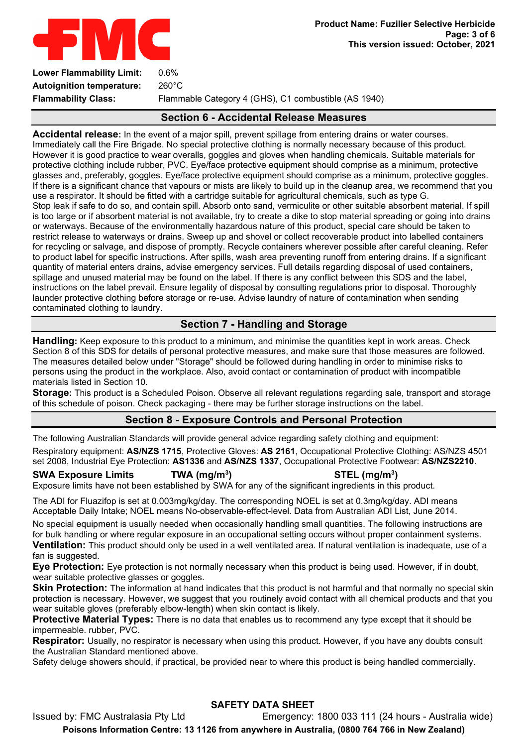**Lower Flammability Limit:** 0.6%
**Autoignition temperature:** 260°C
**Flammability Class:** Flammable Category 4 (GHS), C1 combustible (AS 1940)

## Section 6 - Accidental Release Measures

**Accidental release:** In the event of a major spill, prevent spillage from entering drains or water courses. Immediately call the Fire Brigade. No special protective clothing is normally necessary because of this product. However it is good practice to wear overalls, goggles and gloves when handling chemicals. Suitable materials for protective clothing include rubber, PVC. Eye/face protective equipment should comprise as a minimum, protective glasses and, preferably, goggles. Eye/face protective equipment should comprise as a minimum, protective goggles. If there is a significant chance that vapours or mists are likely to build up in the cleanup area, we recommend that you use a respirator. It should be fitted with a cartridge suitable for agricultural chemicals, such as type G.
Stop leak if safe to do so, and contain spill. Absorb onto sand, vermiculite or other suitable absorbent material. If spill is too large or if absorbent material is not available, try to create a dike to stop material spreading or going into drains or waterways. Because of the environmentally hazardous nature of this product, special care should be taken to restrict release to waterways or drains. Sweep up and shovel or collect recoverable product into labelled containers for recycling or salvage, and dispose of promptly. Recycle containers wherever possible after careful cleaning. Refer to product label for specific instructions. After spills, wash area preventing runoff from entering drains. If a significant quantity of material enters drains, advise emergency services. Full details regarding disposal of used containers, spillage and unused material may be found on the label. If there is any conflict between this SDS and the label, instructions on the label prevail. Ensure legality of disposal by consulting regulations prior to disposal. Thoroughly launder protective clothing before storage or re-use. Advise laundry of nature of contamination when sending contaminated clothing to laundry.

## Section 7 - Handling and Storage

**Handling:** Keep exposure to this product to a minimum, and minimise the quantities kept in work areas. Check Section 8 of this SDS for details of personal protective measures, and make sure that those measures are followed. The measures detailed below under "Storage" should be followed during handling in order to minimise risks to persons using the product in the workplace. Also, avoid contact or contamination of product with incompatible materials listed in Section 10.
**Storage:** This product is a Scheduled Poison. Observe all relevant regulations regarding sale, transport and storage of this schedule of poison. Check packaging - there may be further storage instructions on the label.

## Section 8 - Exposure Controls and Personal Protection

The following Australian Standards will provide general advice regarding safety clothing and equipment:

Respiratory equipment: **AS/NZS 1715**, Protective Gloves: **AS 2161**, Occupational Protective Clothing: AS/NZS 4501 set 2008, Industrial Eye Protection: **AS1336** and **AS/NZS 1337**, Occupational Protective Footwear: **AS/NZS2210**.

**SWA Exposure Limits** **TWA (mg/m$^3$)** **STEL (mg/m$^3$)**
Exposure limits have not been established by SWA for any of the significant ingredients in this product.

The ADI for Fluazifop is set at 0.003mg/kg/day. The corresponding NOEL is set at 0.3mg/kg/day. ADI means Acceptable Daily Intake; NOEL means No-observable-effect-level. Data from Australian ADI List, June 2014.

No special equipment is usually needed when occasionally handling small quantities. The following instructions are for bulk handling or where regular exposure in an occupational setting occurs without proper containment systems.
**Ventilation:** This product should only be used in a well ventilated area. If natural ventilation is inadequate, use of a fan is suggested.
**Eye Protection:** Eye protection is not normally necessary when this product is being used. However, if in doubt, wear suitable protective glasses or goggles.
**Skin Protection:** The information at hand indicates that this product is not harmful and that normally no special skin protection is necessary. However, we suggest that you routinely avoid contact with all chemical products and that you wear suitable gloves (preferably elbow-length) when skin contact is likely.
**Protective Material Types:** There is no data that enables us to recommend any type except that it should be impermeable. rubber, PVC.
**Respirator:** Usually, no respirator is necessary when using this product. However, if you have any doubts consult the Australian Standard mentioned above.
Safety deluge showers should, if practical, be provided near to where this product is being handled commercially.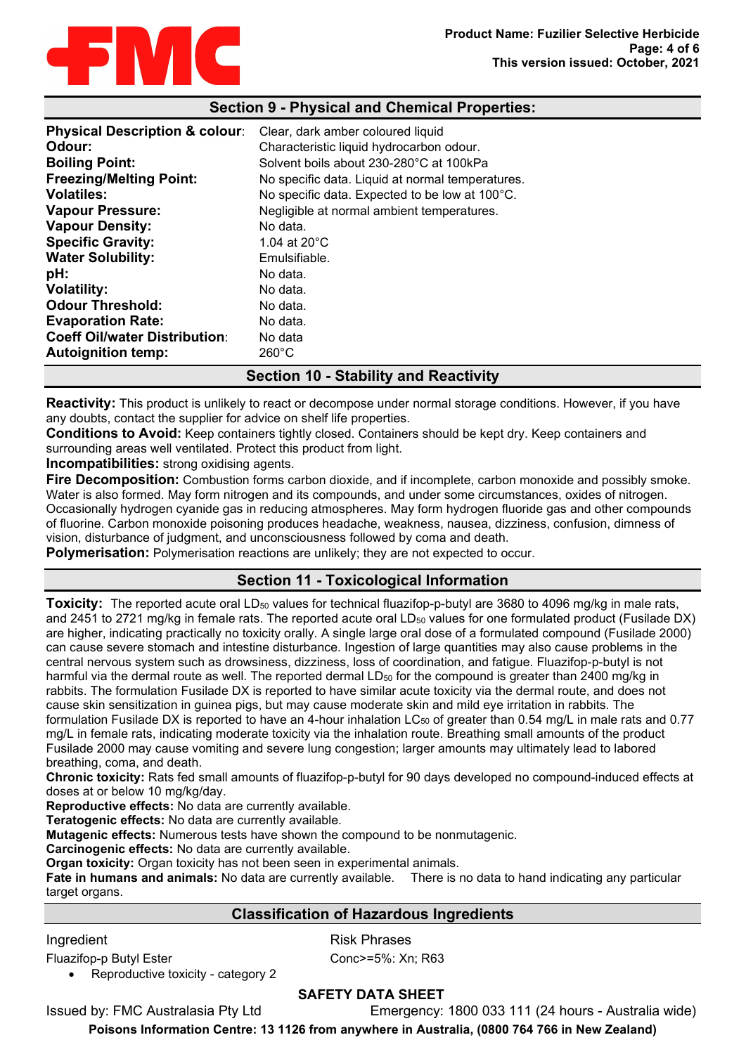## Section 9 - Physical and Chemical Properties:

| | |
|---|---|
| **Physical Description & colour**: | Clear, dark amber coloured liquid |
| **Odour:** | Characteristic liquid hydrocarbon odour. |
| **Boiling Point:** | Solvent boils about 230-280°C at 100kPa |
| **Freezing/Melting Point:** | No specific data. Liquid at normal temperatures. |
| **Volatiles:** | No specific data. Expected to be low at 100°C. |
| **Vapour Pressure:** | Negligible at normal ambient temperatures. |
| **Vapour Density:** | No data. |
| **Specific Gravity:** | 1.04 at 20°C |
| **Water Solubility:** | Emulsifiable. |
| **pH:** | No data. |
| **Volatility:** | No data. |
| **Odour Threshold:** | No data. |
| **Evaporation Rate:** | No data. |
| **Coeff Oil/water Distribution**: | No data |
| **Autoignition temp:** | 260°C |

## Section 10 - Stability and Reactivity

**Reactivity:** This product is unlikely to react or decompose under normal storage conditions. However, if you have any doubts, contact the supplier for advice on shelf life properties.

**Conditions to Avoid:** Keep containers tightly closed. Containers should be kept dry. Keep containers and surrounding areas well ventilated. Protect this product from light.

**Incompatibilities:** strong oxidising agents.

**Fire Decomposition:** Combustion forms carbon dioxide, and if incomplete, carbon monoxide and possibly smoke. Water is also formed. May form nitrogen and its compounds, and under some circumstances, oxides of nitrogen. Occasionally hydrogen cyanide gas in reducing atmospheres. May form hydrogen fluoride gas and other compounds of fluorine. Carbon monoxide poisoning produces headache, weakness, nausea, dizziness, confusion, dimness of vision, disturbance of judgment, and unconsciousness followed by coma and death.

**Polymerisation:** Polymerisation reactions are unlikely; they are not expected to occur.

## Section 11 - Toxicological Information

**Toxicity:** The reported acute oral $LD_{50}$ values for technical fluazifop-p-butyl are 3680 to 4096 mg/kg in male rats, and 2451 to 2721 mg/kg in female rats. The reported acute oral $LD_{50}$ values for one formulated product (Fusilade DX) are higher, indicating practically no toxicity orally. A single large oral dose of a formulated compound (Fusilade 2000) can cause severe stomach and intestine disturbance. Ingestion of large quantities may also cause problems in the central nervous system such as drowsiness, dizziness, loss of coordination, and fatigue. Fluazifop-p-butyl is not harmful via the dermal route as well. The reported dermal $LD_{50}$ for the compound is greater than 2400 mg/kg in rabbits. The formulation Fusilade DX is reported to have similar acute toxicity via the dermal route, and does not cause skin sensitization in guinea pigs, but may cause moderate skin and mild eye irritation in rabbits. The formulation Fusilade DX is reported to have an 4-hour inhalation $LC_{50}$ of greater than 0.54 mg/L in male rats and 0.77 mg/L in female rats, indicating moderate toxicity via the inhalation route. Breathing small amounts of the product Fusilade 2000 may cause vomiting and severe lung congestion; larger amounts may ultimately lead to labored breathing, coma, and death.

**Chronic toxicity:** Rats fed small amounts of fluazifop-p-butyl for 90 days developed no compound-induced effects at doses at or below 10 mg/kg/day.

**Reproductive effects:** No data are currently available.

**Teratogenic effects:** No data are currently available.

**Mutagenic effects:** Numerous tests have shown the compound to be nonmutagenic.

**Carcinogenic effects:** No data are currently available.

**Organ toxicity:** Organ toxicity has not been seen in experimental animals.

**Fate in humans and animals:** No data are currently available. There is no data to hand indicating any particular target organs.

## Classification of Hazardous Ingredients

| Ingredient | Risk Phrases |
|---|---|
| Fluazifop-p Butyl Ester | Conc>=5%: Xn; R63 |

- Reproductive toxicity - category 2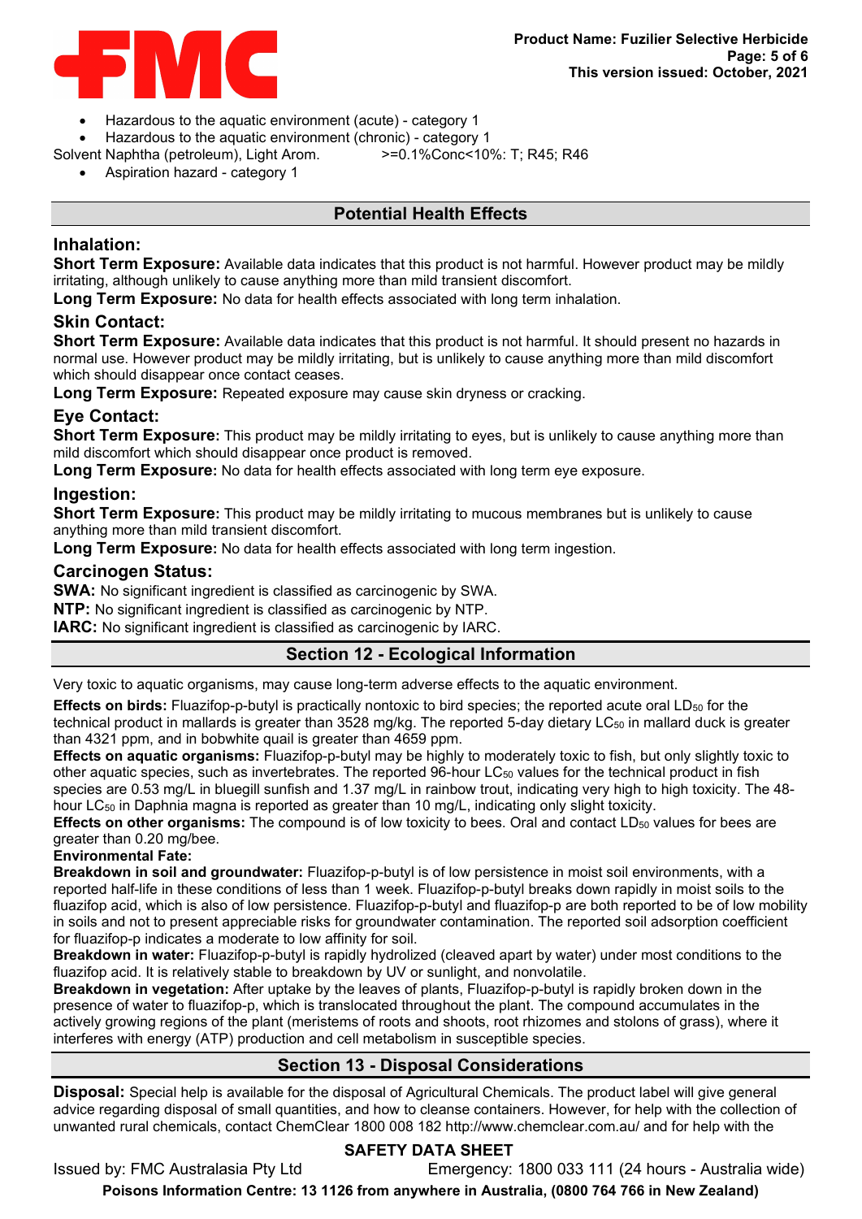- Hazardous to the aquatic environment (acute) - category 1
- Hazardous to the aquatic environment (chronic) - category 1

Solvent Naphtha (petroleum), Light Arom. >=0.1%Conc<10%: T; R45; R46

- Aspiration hazard - category 1

## Potential Health Effects

### Inhalation:

**Short Term Exposure:** Available data indicates that this product is not harmful. However product may be mildly irritating, although unlikely to cause anything more than mild transient discomfort.

**Long Term Exposure:** No data for health effects associated with long term inhalation.

### Skin Contact:

**Short Term Exposure:** Available data indicates that this product is not harmful. It should present no hazards in normal use. However product may be mildly irritating, but is unlikely to cause anything more than mild discomfort which should disappear once contact ceases.

**Long Term Exposure:** Repeated exposure may cause skin dryness or cracking.

### Eye Contact:

**Short Term Exposure:** This product may be mildly irritating to eyes, but is unlikely to cause anything more than mild discomfort which should disappear once product is removed.

**Long Term Exposure:** No data for health effects associated with long term eye exposure.

### Ingestion:

**Short Term Exposure:** This product may be mildly irritating to mucous membranes but is unlikely to cause anything more than mild transient discomfort.

**Long Term Exposure:** No data for health effects associated with long term ingestion.

### Carcinogen Status:

**SWA:** No significant ingredient is classified as carcinogenic by SWA.

**NTP:** No significant ingredient is classified as carcinogenic by NTP.

**IARC:** No significant ingredient is classified as carcinogenic by IARC.

## Section 12 - Ecological Information

Very toxic to aquatic organisms, may cause long-term adverse effects to the aquatic environment.

**Effects on birds:** Fluazifop-p-butyl is practically nontoxic to bird species; the reported acute oral $LD_{50}$ for the technical product in mallards is greater than 3528 mg/kg. The reported 5-day dietary $LC_{50}$ in mallard duck is greater than 4321 ppm, and in bobwhite quail is greater than 4659 ppm.

**Effects on aquatic organisms:** Fluazifop-p-butyl may be highly to moderately toxic to fish, but only slightly toxic to other aquatic species, such as invertebrates. The reported 96-hour $LC_{50}$ values for the technical product in fish species are 0.53 mg/L in bluegill sunfish and 1.37 mg/L in rainbow trout, indicating very high to high toxicity. The 48-hour $LC_{50}$ in Daphnia magna is reported as greater than 10 mg/L, indicating only slight toxicity.

**Effects on other organisms:** The compound is of low toxicity to bees. Oral and contact $LD_{50}$ values for bees are greater than 0.20 mg/bee.

**Environmental Fate:**

**Breakdown in soil and groundwater:** Fluazifop-p-butyl is of low persistence in moist soil environments, with a reported half-life in these conditions of less than 1 week. Fluazifop-p-butyl breaks down rapidly in moist soils to the fluazifop acid, which is also of low persistence. Fluazifop-p-butyl and fluazifop-p are both reported to be of low mobility in soils and not to present appreciable risks for groundwater contamination. The reported soil adsorption coefficient for fluazifop-p indicates a moderate to low affinity for soil.

**Breakdown in water:** Fluazifop-p-butyl is rapidly hydrolized (cleaved apart by water) under most conditions to the fluazifop acid. It is relatively stable to breakdown by UV or sunlight, and nonvolatile.

**Breakdown in vegetation:** After uptake by the leaves of plants, Fluazifop-p-butyl is rapidly broken down in the presence of water to fluazifop-p, which is translocated throughout the plant. The compound accumulates in the actively growing regions of the plant (meristems of roots and shoots, root rhizomes and stolons of grass), where it interferes with energy (ATP) production and cell metabolism in susceptible species.

## Section 13 - Disposal Considerations

**Disposal:** Special help is available for the disposal of Agricultural Chemicals. The product label will give general advice regarding disposal of small quantities, and how to cleanse containers. However, for help with the collection of unwanted rural chemicals, contact ChemClear 1800 008 182 http://www.chemclear.com.au/ and for help with the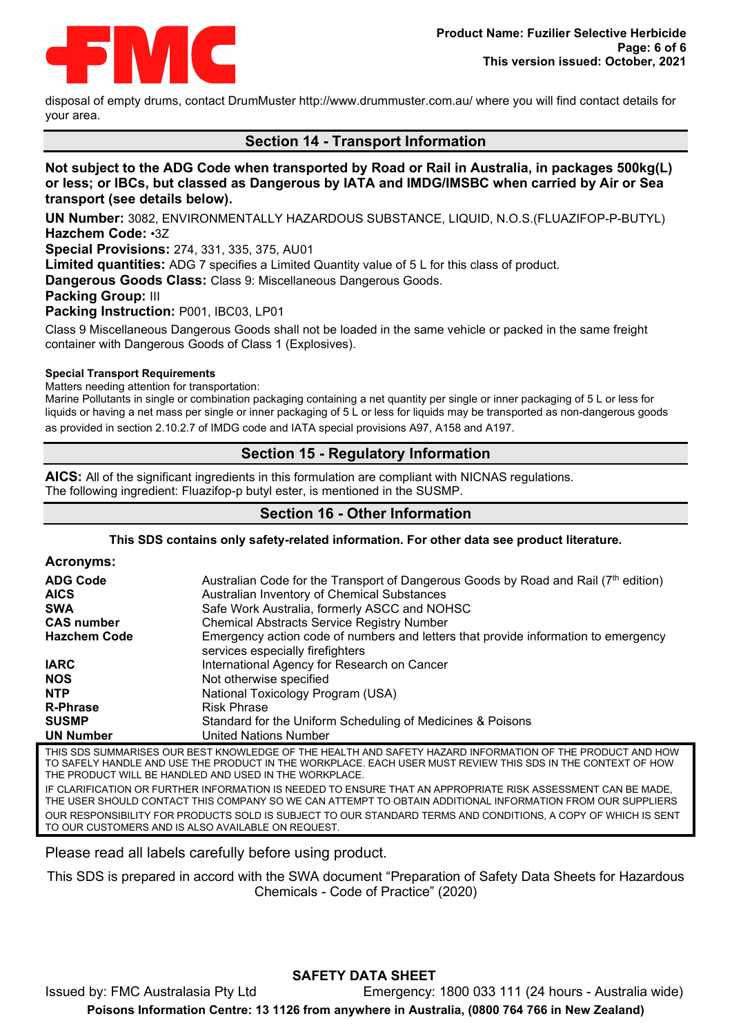disposal of empty drums, contact DrumMuster http://www.drummuster.com.au/ where you will find contact details for your area.

## Section 14 - Transport Information

**Not subject to the ADG Code when transported by Road or Rail in Australia, in packages 500kg(L) or less; or IBCs, but classed as Dangerous by IATA and IMDG/IMSBC when carried by Air or Sea transport (see details below).**

**UN Number:** 3082, ENVIRONMENTALLY HAZARDOUS SUBSTANCE, LIQUID, N.O.S.(FLUAZIFOP-P-BUTYL)
**Hazchem Code:** •3Z
**Special Provisions:** 274, 331, 335, 375, AU01
**Limited quantities:** ADG 7 specifies a Limited Quantity value of 5 L for this class of product.
**Dangerous Goods Class:** Class 9: Miscellaneous Dangerous Goods.
**Packing Group:** III
**Packing Instruction:** P001, IBC03, LP01

Class 9 Miscellaneous Dangerous Goods shall not be loaded in the same vehicle or packed in the same freight container with Dangerous Goods of Class 1 (Explosives).

**Special Transport Requirements**
Matters needing attention for transportation:
Marine Pollutants in single or combination packaging containing a net quantity per single or inner packaging of 5 L or less for liquids or having a net mass per single or inner packaging of 5 L or less for liquids may be transported as non-dangerous goods as provided in section 2.10.2.7 of IMDG code and IATA special provisions A97, A158 and A197.

## Section 15 - Regulatory Information

**AICS:** All of the significant ingredients in this formulation are compliant with NICNAS regulations.
The following ingredient: Fluazifop-p butyl ester, is mentioned in the SUSMP.

## Section 16 - Other Information

**This SDS contains only safety-related information. For other data see product literature.**

**Acronyms:**

| | |
|---|---|
| **ADG Code** | Australian Code for the Transport of Dangerous Goods by Road and Rail (7th edition) |
| **AICS** | Australian Inventory of Chemical Substances |
| **SWA** | Safe Work Australia, formerly ASCC and NOHSC |
| **CAS number** | Chemical Abstracts Service Registry Number |
| **Hazchem Code** | Emergency action code of numbers and letters that provide information to emergency services especially firefighters |
| **IARC** | International Agency for Research on Cancer |
| **NOS** | Not otherwise specified |
| **NTP** | National Toxicology Program (USA) |
| **R-Phrase** | Risk Phrase |
| **SUSMP** | Standard for the Uniform Scheduling of Medicines & Poisons |
| **UN Number** | United Nations Number |

THIS SDS SUMMARISES OUR BEST KNOWLEDGE OF THE HEALTH AND SAFETY HAZARD INFORMATION OF THE PRODUCT AND HOW TO SAFELY HANDLE AND USE THE PRODUCT IN THE WORKPLACE. EACH USER MUST REVIEW THIS SDS IN THE CONTEXT OF HOW THE PRODUCT WILL BE HANDLED AND USED IN THE WORKPLACE.

IF CLARIFICATION OR FURTHER INFORMATION IS NEEDED TO ENSURE THAT AN APPROPRIATE RISK ASSESSMENT CAN BE MADE, THE USER SHOULD CONTACT THIS COMPANY SO WE CAN ATTEMPT TO OBTAIN ADDITIONAL INFORMATION FROM OUR SUPPLIERS

OUR RESPONSIBILITY FOR PRODUCTS SOLD IS SUBJECT TO OUR STANDARD TERMS AND CONDITIONS, A COPY OF WHICH IS SENT TO OUR CUSTOMERS AND IS ALSO AVAILABLE ON REQUEST.

Please read all labels carefully before using product.

This SDS is prepared in accord with the SWA document "Preparation of Safety Data Sheets for Hazardous Chemicals - Code of Practice" (2020)